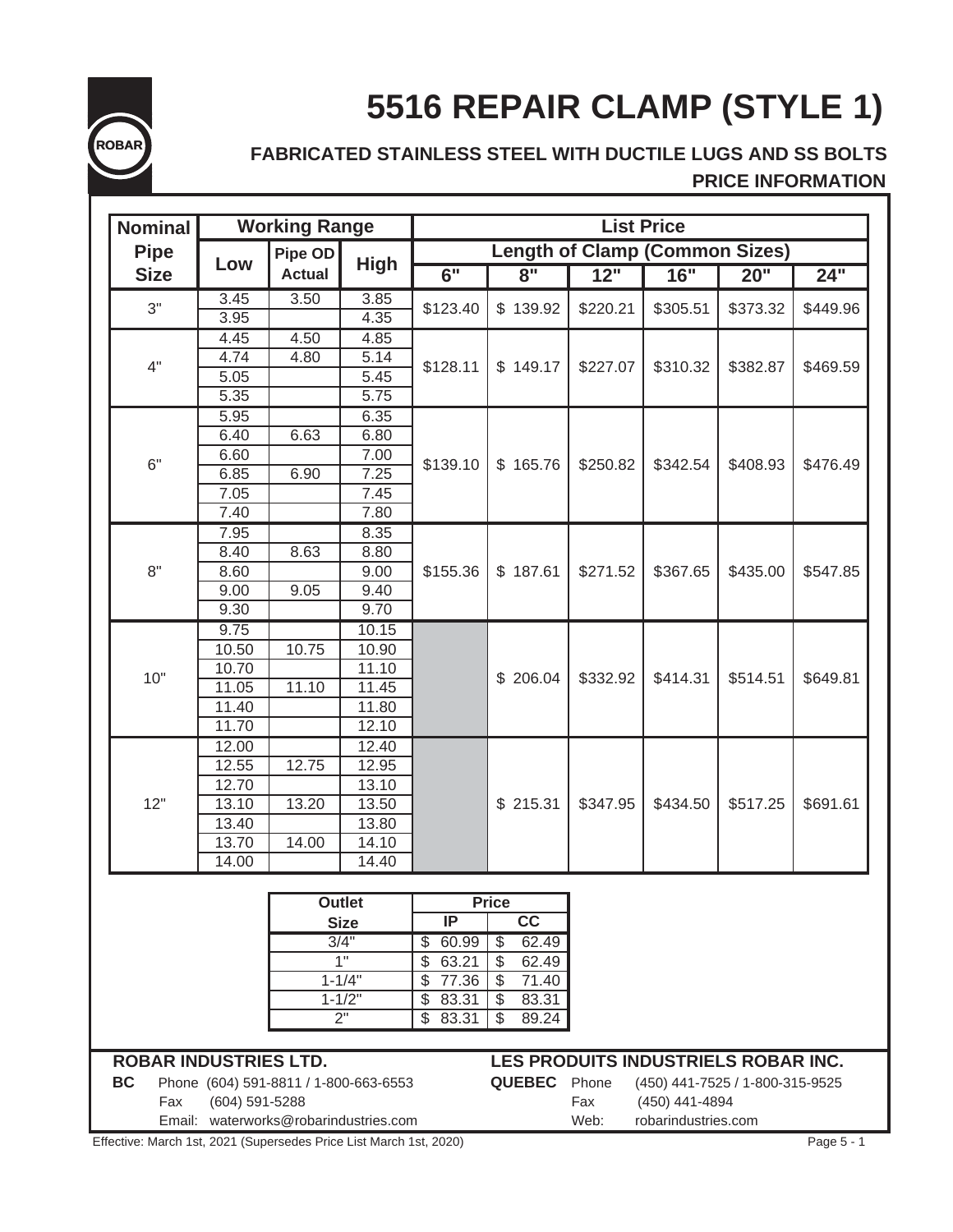ROBAR

# 5516 REPAIR CLAMP (STYLE 1)

## FABRICATED STAINLESS STEEL WITH DUCTILE LUGS AND SS BOLTS

### PRICE INFORMATION

| Nominal Pipe Size | Working Range | | | List Price | | | | | |
|---|---|---|---|---|---|---|---|---|---|
| | | | | Length of Clamp (Common Sizes) | | | | | |
| | Low | Pipe OD Actual | High | 6" | 8" | 12" | 16" | 20" | 24" |
| 3" | 3.45 | 3.50 | 3.85 | $123.40 | $ 139.92 | $220.21 | $305.51 | $373.32 | $449.96 |
| | 3.95 | | 4.35 | | | | | | |
| 4" | 4.45 | 4.50 | 4.85 | $128.11 | $ 149.17 | $227.07 | $310.32 | $382.87 | $469.59 |
| | 4.74 | 4.80 | 5.14 | | | | | | |
| | 5.05 | | 5.45 | | | | | | |
| | 5.35 | | 5.75 | | | | | | |
| 6" | 5.95 | | 6.35 | $139.10 | $ 165.76 | $250.82 | $342.54 | $408.93 | $476.49 |
| | 6.40 | 6.63 | 6.80 | | | | | | |
| | 6.60 | | 7.00 | | | | | | |
| | 6.85 | 6.90 | 7.25 | | | | | | |
| | 7.05 | | 7.45 | | | | | | |
| | 7.40 | | 7.80 | | | | | | |
| 8" | 7.95 | | 8.35 | $155.36 | $ 187.61 | $271.52 | $367.65 | $435.00 | $547.85 |
| | 8.40 | 8.63 | 8.80 | | | | | | |
| | 8.60 | | 9.00 | | | | | | |
| | 9.00 | 9.05 | 9.40 | | | | | | |
| | 9.30 | | 9.70 | | | | | | |
| 10" | 9.75 | | 10.15 | | $ 206.04 | $332.92 | $414.31 | $514.51 | $649.81 |
| | 10.50 | 10.75 | 10.90 | | | | | | |
| | 10.70 | | 11.10 | | | | | | |
| | 11.05 | 11.10 | 11.45 | | | | | | |
| | 11.40 | | 11.80 | | | | | | |
| | 11.70 | | 12.10 | | | | | | |
| 12" | 12.00 | | 12.40 | | $ 215.31 | $347.95 | $434.50 | $517.25 | $691.61 |
| | 12.55 | 12.75 | 12.95 | | | | | | |
| | 12.70 | | 13.10 | | | | | | |
| | 13.10 | 13.20 | 13.50 | | | | | | |
| | 13.40 | | 13.80 | | | | | | |
| | 13.70 | 14.00 | 14.10 | | | | | | |
| | 14.00 | | 14.40 | | | | | | |

| Outlet Size | Price | |
|---|---|---|
| | IP | CC |
| 3/4" | $ 60.99 | $ 62.49 |
| 1" | $ 63.21 | $ 62.49 |
| 1-1/4" | $ 77.36 | $ 71.40 |
| 1-1/2" | $ 83.31 | $ 83.31 |
| 2" | $ 83.31 | $ 89.24 |

**ROBAR INDUSTRIES LTD.**

**BC** Phone (604) 591-8811 / 1-800-663-6553
Fax (604) 591-5288
Email: waterworks@robarindustries.com

**LES PRODUITS INDUSTRIELS ROBAR INC.**

**QUEBEC** Phone (450) 441-7525 / 1-800-315-9525
Fax (450) 441-4894
Web: robarindustries.com

Effective: March 1st, 2021 (Supersedes Price List March 1st, 2020)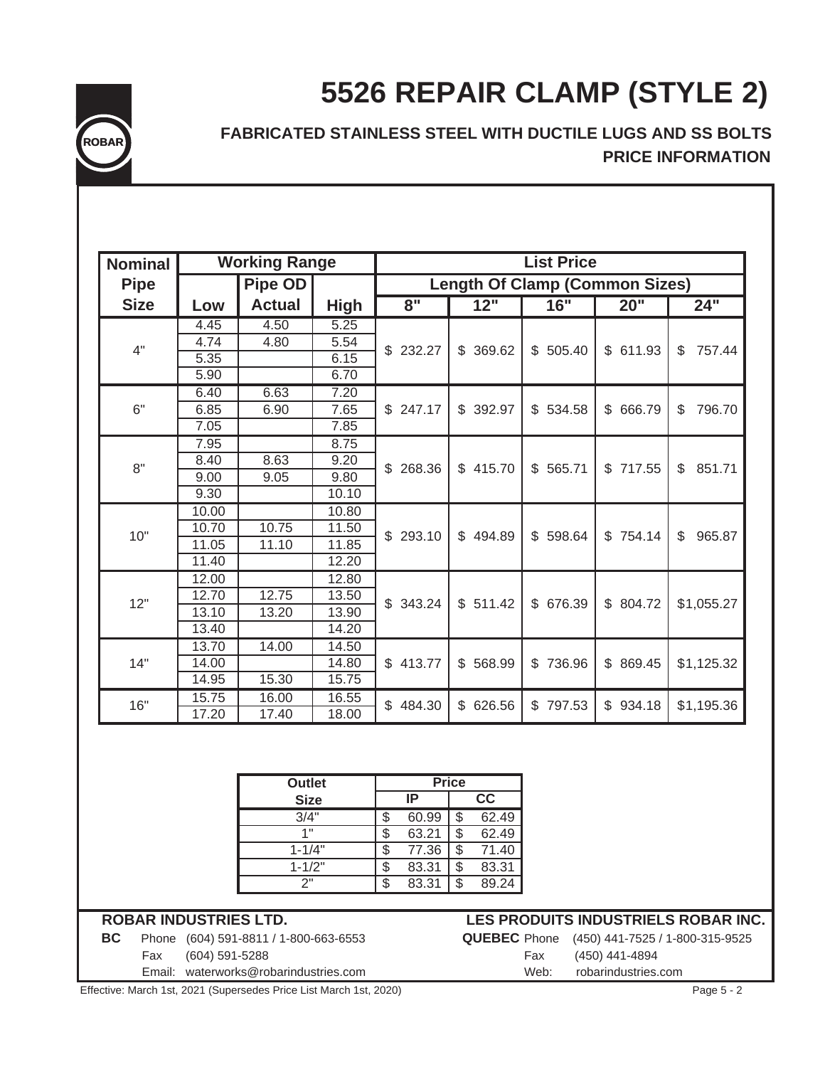ROBAR

# 5526 REPAIR CLAMP (STYLE 2)

**FABRICATED STAINLESS STEEL WITH DUCTILE LUGS AND SS BOLTS**

**PRICE INFORMATION**

| Nominal Pipe Size | Working Range | | | List Price – Length Of Clamp (Common Sizes) | | | | |
|---|---|---|---|---|---|---|---|---|
| | Low | Pipe OD Actual | High | 8" | 12" | 16" | 20" | 24" |
| 4" | 4.45 | 4.50 | 5.25 | $ 232.27 | $ 369.62 | $ 505.40 | $ 611.93 | $ 757.44 |
| | 4.74 | 4.80 | 5.54 | | | | | |
| | 5.35 | | 6.15 | | | | | |
| | 5.90 | | 6.70 | | | | | |
| 6" | 6.40 | 6.63 | 7.20 | $ 247.17 | $ 392.97 | $ 534.58 | $ 666.79 | $ 796.70 |
| | 6.85 | 6.90 | 7.65 | | | | | |
| | 7.05 | | 7.85 | | | | | |
| 8" | 7.95 | | 8.75 | $ 268.36 | $ 415.70 | $ 565.71 | $ 717.55 | $ 851.71 |
| | 8.40 | 8.63 | 9.20 | | | | | |
| | 9.00 | 9.05 | 9.80 | | | | | |
| | 9.30 | | 10.10 | | | | | |
| 10" | 10.00 | | 10.80 | $ 293.10 | $ 494.89 | $ 598.64 | $ 754.14 | $ 965.87 |
| | 10.70 | 10.75 | 11.50 | | | | | |
| | 11.05 | 11.10 | 11.85 | | | | | |
| | 11.40 | | 12.20 | | | | | |
| 12" | 12.00 | | 12.80 | $ 343.24 | $ 511.42 | $ 676.39 | $ 804.72 | $1,055.27 |
| | 12.70 | 12.75 | 13.50 | | | | | |
| | 13.10 | 13.20 | 13.90 | | | | | |
| | 13.40 | | 14.20 | | | | | |
| 14" | 13.70 | 14.00 | 14.50 | $ 413.77 | $ 568.99 | $ 736.96 | $ 869.45 | $1,125.32 |
| | 14.00 | | 14.80 | | | | | |
| | 14.95 | 15.30 | 15.75 | | | | | |
| 16" | 15.75 | 16.00 | 16.55 | $ 484.30 | $ 626.56 | $ 797.53 | $ 934.18 | $1,195.36 |
| | 17.20 | 17.40 | 18.00 | | | | | |

| Outlet Size | Price IP | Price CC |
|---|---|---|
| 3/4" | $ 60.99 | $ 62.49 |
| 1" | $ 63.21 | $ 62.49 |
| 1-1/4" | $ 77.36 | $ 71.40 |
| 1-1/2" | $ 83.31 | $ 83.31 |
| 2" | $ 83.31 | $ 89.24 |

**ROBAR INDUSTRIES LTD.**

**BC** Phone (604) 591-8811 / 1-800-663-6553
Fax (604) 591-5288
Email: waterworks@robarindustries.com

**LES PRODUITS INDUSTRIELS ROBAR INC.**

**QUEBEC** Phone (450) 441-7525 / 1-800-315-9525
Fax (450) 441-4894
Web: robarindustries.com

Effective: March 1st, 2021 (Supersedes Price List March 1st, 2020)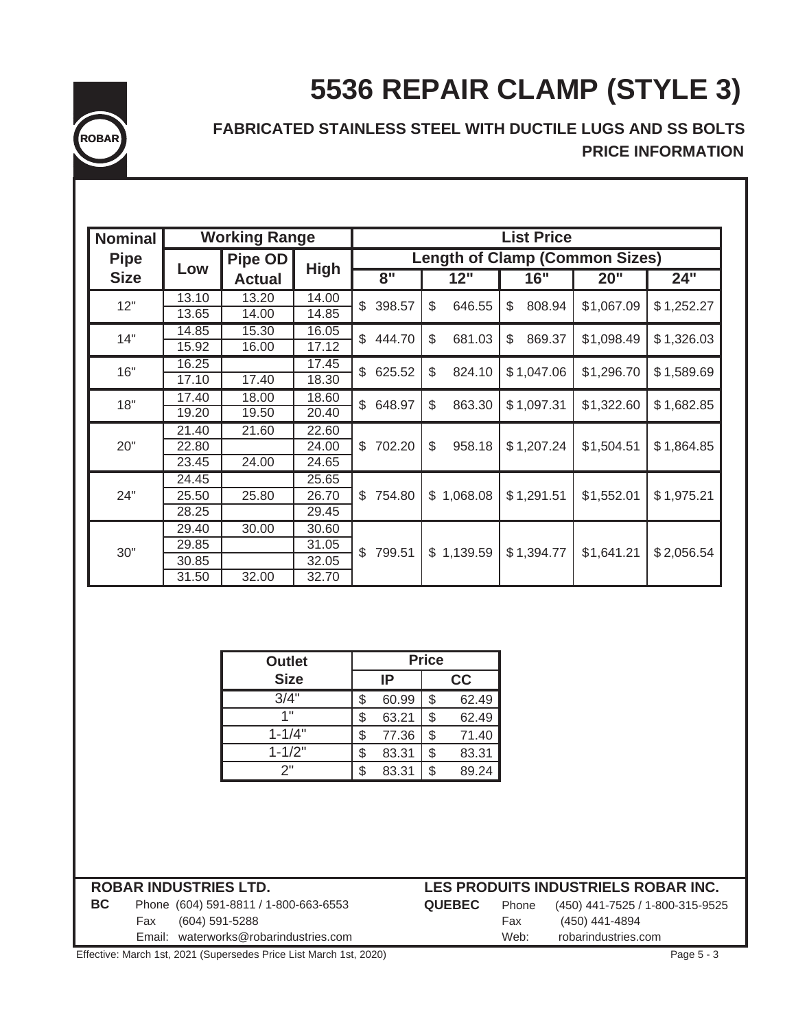# 5536 REPAIR CLAMP (STYLE 3)

**FABRICATED STAINLESS STEEL WITH DUCTILE LUGS AND SS BOLTS**

**PRICE INFORMATION**

| Nominal Pipe Size | Working Range | | | List Price | | | | |
|---|---|---|---|---|---|---|---|---|
| | | | | Length of Clamp (Common Sizes) | | | | |
| | Low | Pipe OD Actual | High | 8" | 12" | 16" | 20" | 24" |
| 12" | 13.10 | 13.20 | 14.00 | $ 398.57 | $ 646.55 | $ 808.94 | $1,067.09 | $ 1,252.27 |
| | 13.65 | 14.00 | 14.85 | | | | | |
| 14" | 14.85 | 15.30 | 16.05 | $ 444.70 | $ 681.03 | $ 869.37 | $1,098.49 | $ 1,326.03 |
| | 15.92 | 16.00 | 17.12 | | | | | |
| 16" | 16.25 | | 17.45 | $ 625.52 | $ 824.10 | $ 1,047.06 | $1,296.70 | $ 1,589.69 |
| | 17.10 | 17.40 | 18.30 | | | | | |
| 18" | 17.40 | 18.00 | 18.60 | $ 648.97 | $ 863.30 | $ 1,097.31 | $1,322.60 | $ 1,682.85 |
| | 19.20 | 19.50 | 20.40 | | | | | |
| 20" | 21.40 | 21.60 | 22.60 | $ 702.20 | $ 958.18 | $ 1,207.24 | $1,504.51 | $ 1,864.85 |
| | 22.80 | | 24.00 | | | | | |
| | 23.45 | 24.00 | 24.65 | | | | | |
| 24" | 24.45 | | 25.65 | $ 754.80 | $ 1,068.08 | $ 1,291.51 | $1,552.01 | $ 1,975.21 |
| | 25.50 | 25.80 | 26.70 | | | | | |
| | 28.25 | | 29.45 | | | | | |
| 30" | 29.40 | 30.00 | 30.60 | $ 799.51 | $ 1,139.59 | $ 1,394.77 | $1,641.21 | $ 2,056.54 |
| | 29.85 | | 31.05 | | | | | |
| | 30.85 | | 32.05 | | | | | |
| | 31.50 | 32.00 | 32.70 | | | | | |

| Outlet Size | Price | |
|---|---|---|
| | IP | CC |
| 3/4" | $ 60.99 | $ 62.49 |
| 1" | $ 63.21 | $ 62.49 |
| 1-1/4" | $ 77.36 | $ 71.40 |
| 1-1/2" | $ 83.31 | $ 83.31 |
| 2" | $ 83.31 | $ 89.24 |

**ROBAR INDUSTRIES LTD.**

**BC** Phone (604) 591-8811 / 1-800-663-6553
Fax (604) 591-5288
Email: waterworks@robarindustries.com

**LES PRODUITS INDUSTRIELS ROBAR INC.**

**QUEBEC** Phone (450) 441-7525 / 1-800-315-9525
Fax (450) 441-4894
Web: robarindustries.com

Effective: March 1st, 2021 (Supersedes Price List March 1st, 2020)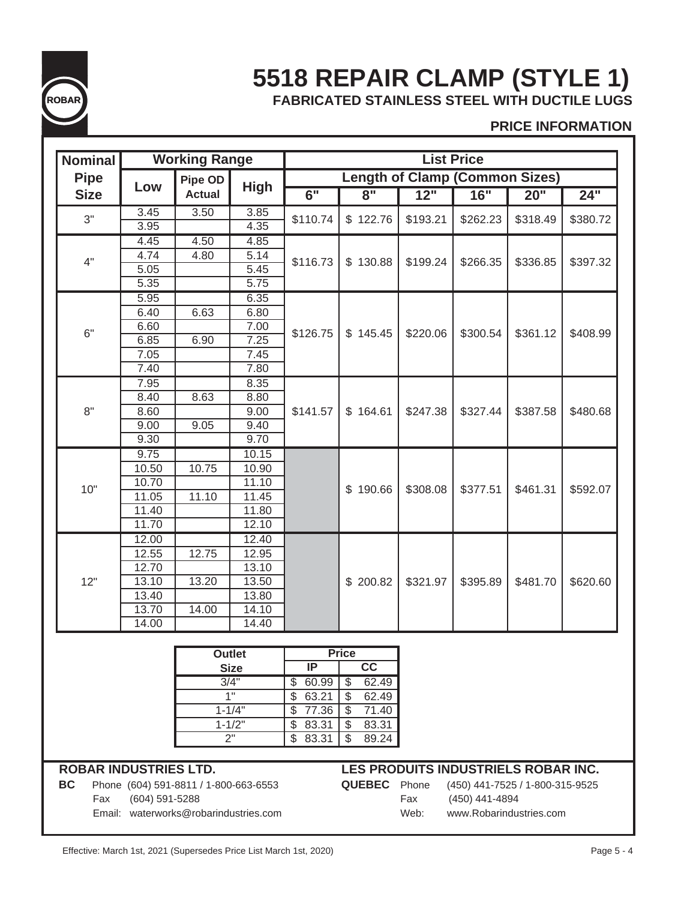ROBAR

# 5518 REPAIR CLAMP (STYLE 1)

## FABRICATED STAINLESS STEEL WITH DUCTILE LUGS

### PRICE INFORMATION

| Nominal Pipe Size | Working Range | | | List Price | | | | | |
|---|---|---|---|---|---|---|---|---|---|
| | | | | Length of Clamp (Common Sizes) | | | | | |
| | Low | Pipe OD Actual | High | 6" | 8" | 12" | 16" | 20" | 24" |
| 3" | 3.45 | 3.50 | 3.85 | $110.74 | $ 122.76 | $193.21 | $262.23 | $318.49 | $380.72 |
| | 3.95 | | 4.35 | | | | | | |
| 4" | 4.45 | 4.50 | 4.85 | $116.73 | $ 130.88 | $199.24 | $266.35 | $336.85 | $397.32 |
| | 4.74 | 4.80 | 5.14 | | | | | | |
| | 5.05 | | 5.45 | | | | | | |
| | 5.35 | | 5.75 | | | | | | |
| 6" | 5.95 | | 6.35 | $126.75 | $ 145.45 | $220.06 | $300.54 | $361.12 | $408.99 |
| | 6.40 | 6.63 | 6.80 | | | | | | |
| | 6.60 | | 7.00 | | | | | | |
| | 6.85 | 6.90 | 7.25 | | | | | | |
| | 7.05 | | 7.45 | | | | | | |
| | 7.40 | | 7.80 | | | | | | |
| 8" | 7.95 | | 8.35 | $141.57 | $ 164.61 | $247.38 | $327.44 | $387.58 | $480.68 |
| | 8.40 | 8.63 | 8.80 | | | | | | |
| | 8.60 | | 9.00 | | | | | | |
| | 9.00 | 9.05 | 9.40 | | | | | | |
| | 9.30 | | 9.70 | | | | | | |
| 10" | 9.75 | | 10.15 | | $ 190.66 | $308.08 | $377.51 | $461.31 | $592.07 |
| | 10.50 | 10.75 | 10.90 | | | | | | |
| | 10.70 | | 11.10 | | | | | | |
| | 11.05 | 11.10 | 11.45 | | | | | | |
| | 11.40 | | 11.80 | | | | | | |
| | 11.70 | | 12.10 | | | | | | |
| 12" | 12.00 | | 12.40 | | $ 200.82 | $321.97 | $395.89 | $481.70 | $620.60 |
| | 12.55 | 12.75 | 12.95 | | | | | | |
| | 12.70 | | 13.10 | | | | | | |
| | 13.10 | 13.20 | 13.50 | | | | | | |
| | 13.40 | | 13.80 | | | | | | |
| | 13.70 | 14.00 | 14.10 | | | | | | |
| | 14.00 | | 14.40 | | | | | | |

| Outlet Size | Price | |
|---|---|---|
| | IP | CC |
| 3/4" | $ 60.99 | $ 62.49 |
| 1" | $ 63.21 | $ 62.49 |
| 1-1/4" | $ 77.36 | $ 71.40 |
| 1-1/2" | $ 83.31 | $ 83.31 |
| 2" | $ 83.31 | $ 89.24 |

**ROBAR INDUSTRIES LTD.**

**BC** Phone (604) 591-8811 / 1-800-663-6553
Fax (604) 591-5288
Email: waterworks@robarindustries.com

**LES PRODUITS INDUSTRIELS ROBAR INC.**

**QUEBEC** Phone (450) 441-7525 / 1-800-315-9525
Fax (450) 441-4894
Web: www.Robarindustries.com

Effective: March 1st, 2021 (Supersedes Price List March 1st, 2020)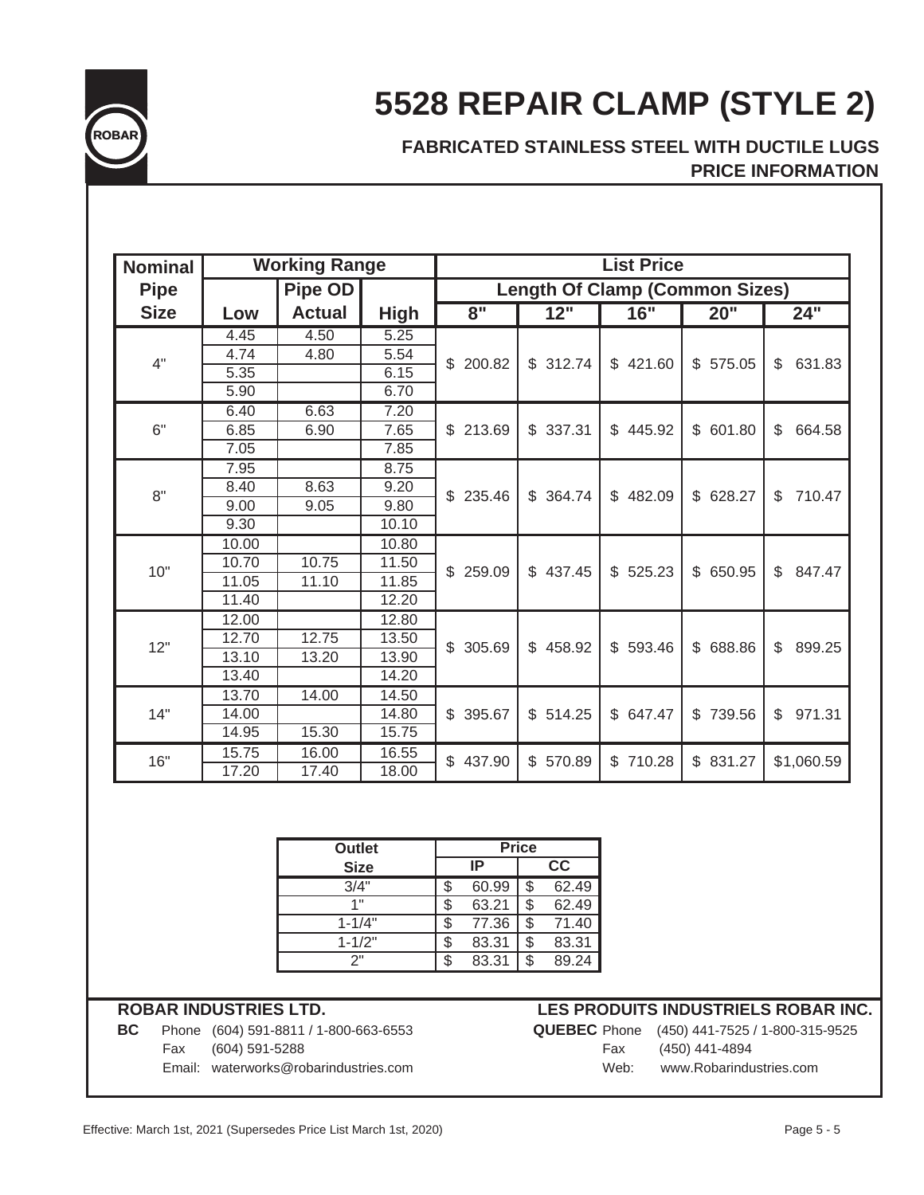# 5528 REPAIR CLAMP (STYLE 2)

**FABRICATED STAINLESS STEEL WITH DUCTILE LUGS**
**PRICE INFORMATION**

| Nominal Pipe Size | Working Range Low | Pipe OD Actual | High | List Price – Length Of Clamp (Common Sizes) 8" | 12" | 16" | 20" | 24" |
|---|---|---|---|---|---|---|---|---|
| 4" | 4.45 | 4.50 | 5.25 | $ 200.82 | $ 312.74 | $ 421.60 | $ 575.05 | $ 631.83 |
| | 4.74 | 4.80 | 5.54 | | | | | |
| | 5.35 | | 6.15 | | | | | |
| | 5.90 | | 6.70 | | | | | |
| 6" | 6.40 | 6.63 | 7.20 | $ 213.69 | $ 337.31 | $ 445.92 | $ 601.80 | $ 664.58 |
| | 6.85 | 6.90 | 7.65 | | | | | |
| | 7.05 | | 7.85 | | | | | |
| 8" | 7.95 | | 8.75 | $ 235.46 | $ 364.74 | $ 482.09 | $ 628.27 | $ 710.47 |
| | 8.40 | 8.63 | 9.20 | | | | | |
| | 9.00 | 9.05 | 9.80 | | | | | |
| | 9.30 | | 10.10 | | | | | |
| 10" | 10.00 | | 10.80 | $ 259.09 | $ 437.45 | $ 525.23 | $ 650.95 | $ 847.47 |
| | 10.70 | 10.75 | 11.50 | | | | | |
| | 11.05 | 11.10 | 11.85 | | | | | |
| | 11.40 | | 12.20 | | | | | |
| 12" | 12.00 | | 12.80 | $ 305.69 | $ 458.92 | $ 593.46 | $ 688.86 | $ 899.25 |
| | 12.70 | 12.75 | 13.50 | | | | | |
| | 13.10 | 13.20 | 13.90 | | | | | |
| | 13.40 | | 14.20 | | | | | |
| 14" | 13.70 | 14.00 | 14.50 | $ 395.67 | $ 514.25 | $ 647.47 | $ 739.56 | $ 971.31 |
| | 14.00 | | 14.80 | | | | | |
| | 14.95 | 15.30 | 15.75 | | | | | |
| 16" | 15.75 | 16.00 | 16.55 | $ 437.90 | $ 570.89 | $ 710.28 | $ 831.27 | $1,060.59 |
| | 17.20 | 17.40 | 18.00 | | | | | |

| Outlet Size | Price IP | CC |
|---|---|---|
| 3/4" | $ 60.99 | $ 62.49 |
| 1" | $ 63.21 | $ 62.49 |
| 1-1/4" | $ 77.36 | $ 71.40 |
| 1-1/2" | $ 83.31 | $ 83.31 |
| 2" | $ 83.31 | $ 89.24 |

**ROBAR INDUSTRIES LTD.**

**BC** Phone (604) 591-8811 / 1-800-663-6553
Fax (604) 591-5288
Email: waterworks@robarindustries.com

**LES PRODUITS INDUSTRIELS ROBAR INC.**

**QUEBEC** Phone (450) 441-7525 / 1-800-315-9525
Fax (450) 441-4894
Web: www.Robarindustries.com

Effective: March 1st, 2021 (Supersedes Price List March 1st, 2020)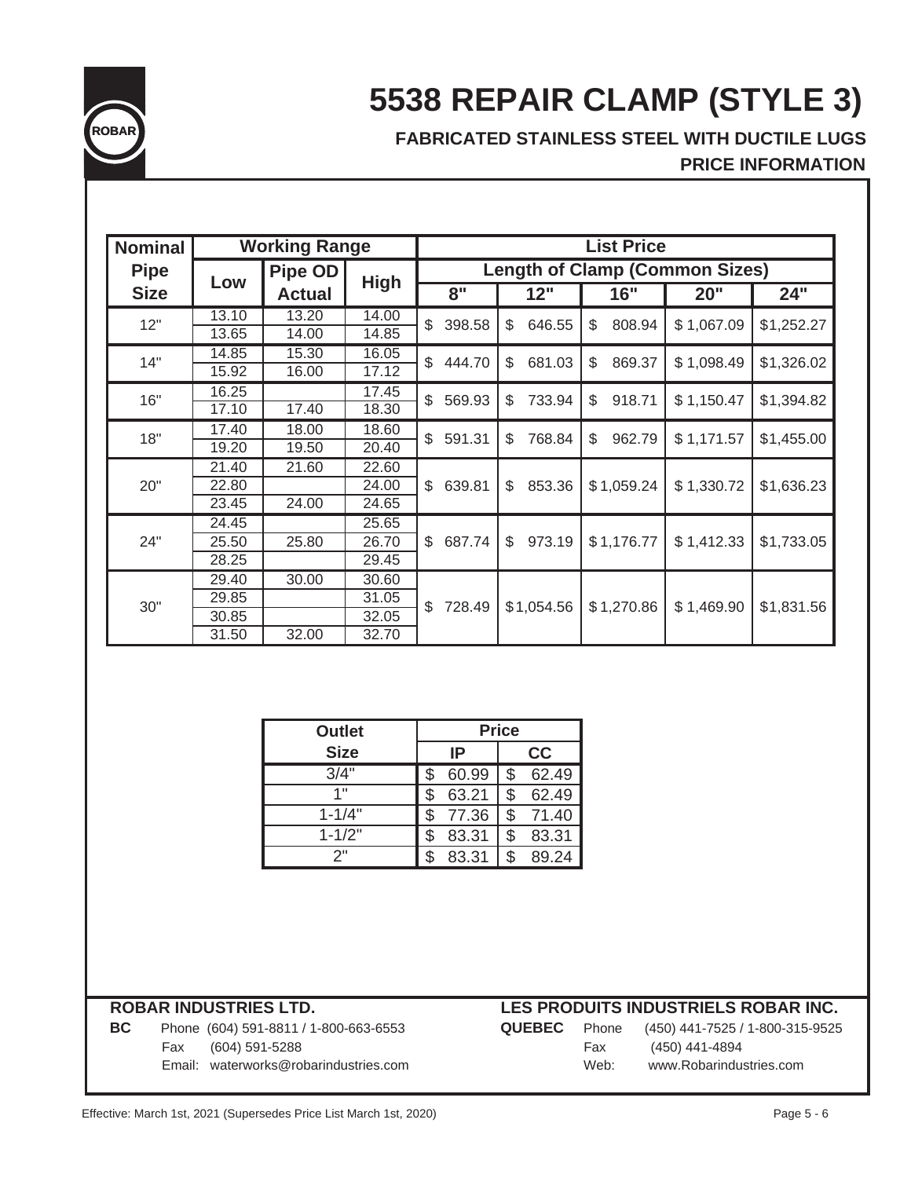ROBAR

# 5538 REPAIR CLAMP (STYLE 3)

## FABRICATED STAINLESS STEEL WITH DUCTILE LUGS

## PRICE INFORMATION

| Nominal Pipe Size | Working Range | | | List Price | | | | |
|---|---|---|---|---|---|---|---|---|
| | | | | Length of Clamp (Common Sizes) | | | | |
| | Low | Pipe OD Actual | High | 8" | 12" | 16" | 20" | 24" |
| 12" | 13.10 | 13.20 | 14.00 | $ 398.58 | $ 646.55 | $ 808.94 | $ 1,067.09 | $1,252.27 |
| | 13.65 | 14.00 | 14.85 | | | | | |
| 14" | 14.85 | 15.30 | 16.05 | $ 444.70 | $ 681.03 | $ 869.37 | $ 1,098.49 | $1,326.02 |
| | 15.92 | 16.00 | 17.12 | | | | | |
| 16" | 16.25 | | 17.45 | $ 569.93 | $ 733.94 | $ 918.71 | $ 1,150.47 | $1,394.82 |
| | 17.10 | 17.40 | 18.30 | | | | | |
| 18" | 17.40 | 18.00 | 18.60 | $ 591.31 | $ 768.84 | $ 962.79 | $ 1,171.57 | $1,455.00 |
| | 19.20 | 19.50 | 20.40 | | | | | |
| 20" | 21.40 | 21.60 | 22.60 | $ 639.81 | $ 853.36 | $ 1,059.24 | $ 1,330.72 | $1,636.23 |
| | 22.80 | | 24.00 | | | | | |
| | 23.45 | 24.00 | 24.65 | | | | | |
| 24" | 24.45 | | 25.65 | $ 687.74 | $ 973.19 | $ 1,176.77 | $ 1,412.33 | $1,733.05 |
| | 25.50 | 25.80 | 26.70 | | | | | |
| | 28.25 | | 29.45 | | | | | |
| 30" | 29.40 | 30.00 | 30.60 | $ 728.49 | $ 1,054.56 | $ 1,270.86 | $ 1,469.90 | $1,831.56 |
| | 29.85 | | 31.05 | | | | | |
| | 30.85 | | 32.05 | | | | | |
| | 31.50 | 32.00 | 32.70 | | | | | |

| Outlet Size | Price | |
|---|---|---|
| | IP | CC |
| 3/4" | $ 60.99 | $ 62.49 |
| 1" | $ 63.21 | $ 62.49 |
| 1-1/4" | $ 77.36 | $ 71.40 |
| 1-1/2" | $ 83.31 | $ 83.31 |
| 2" | $ 83.31 | $ 89.24 |

**ROBAR INDUSTRIES LTD.**

**BC** Phone (604) 591-8811 / 1-800-663-6553
Fax (604) 591-5288
Email: waterworks@robarindustries.com

**LES PRODUITS INDUSTRIELS ROBAR INC.**

**QUEBEC** Phone (450) 441-7525 / 1-800-315-9525
Fax (450) 441-4894
Web: www.Robarindustries.com

Effective: March 1st, 2021 (Supersedes Price List March 1st, 2020)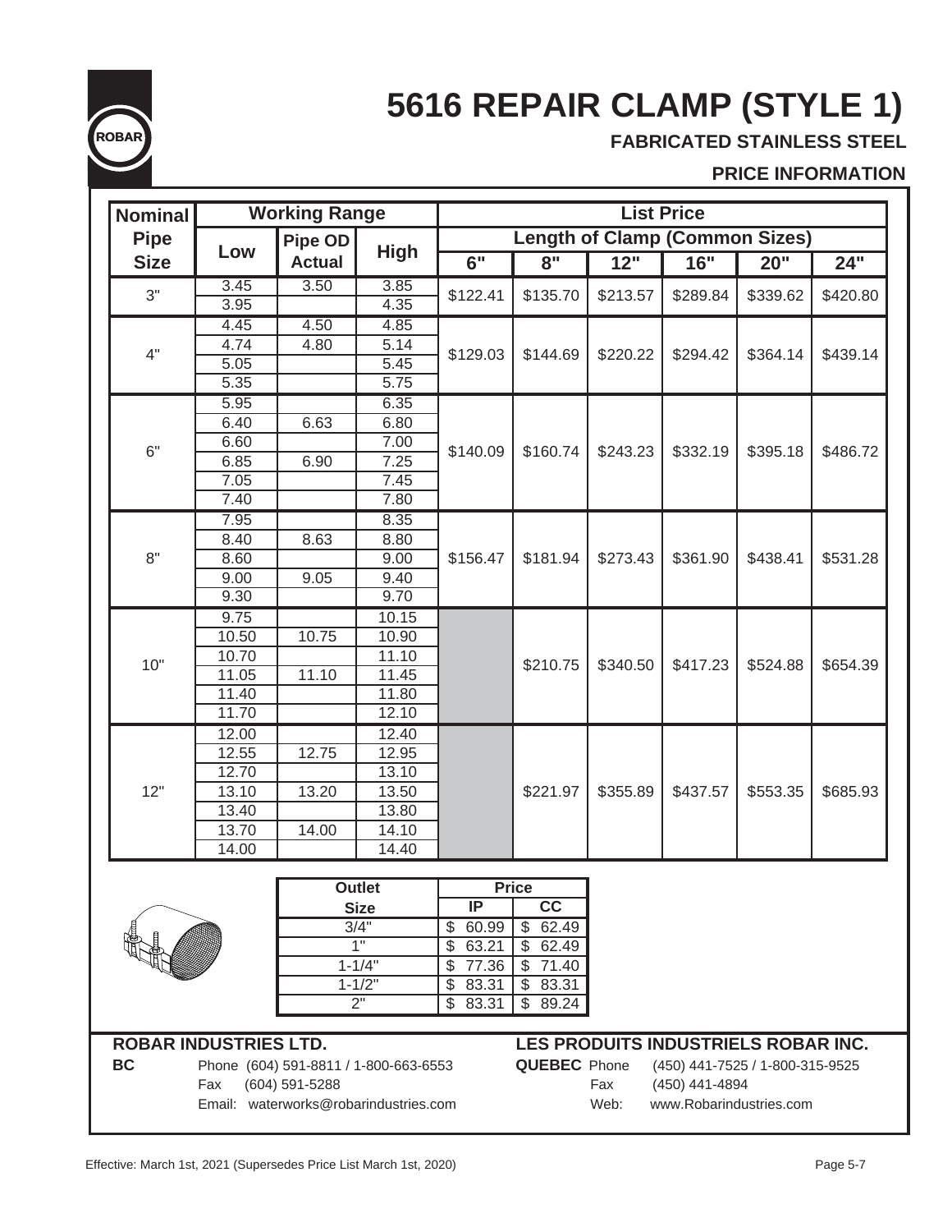# 5616 REPAIR CLAMP (STYLE 1)

**FABRICATED STAINLESS STEEL**

**PRICE INFORMATION**

| Nominal Pipe Size | Working Range | | | List Price | | | | | |
|---|---|---|---|---|---|---|---|---|---|
| | | | | Length of Clamp (Common Sizes) | | | | | |
| | Low | Pipe OD Actual | High | 6" | 8" | 12" | 16" | 20" | 24" |
| 3" | 3.45 | 3.50 | 3.85 | $122.41 | $135.70 | $213.57 | $289.84 | $339.62 | $420.80 |
| | 3.95 | | 4.35 | | | | | | |
| 4" | 4.45 | 4.50 | 4.85 | $129.03 | $144.69 | $220.22 | $294.42 | $364.14 | $439.14 |
| | 4.74 | 4.80 | 5.14 | | | | | | |
| | 5.05 | | 5.45 | | | | | | |
| | 5.35 | | 5.75 | | | | | | |
| 6" | 5.95 | | 6.35 | $140.09 | $160.74 | $243.23 | $332.19 | $395.18 | $486.72 |
| | 6.40 | 6.63 | 6.80 | | | | | | |
| | 6.60 | | 7.00 | | | | | | |
| | 6.85 | 6.90 | 7.25 | | | | | | |
| | 7.05 | | 7.45 | | | | | | |
| | 7.40 | | 7.80 | | | | | | |
| 8" | 7.95 | | 8.35 | $156.47 | $181.94 | $273.43 | $361.90 | $438.41 | $531.28 |
| | 8.40 | 8.63 | 8.80 | | | | | | |
| | 8.60 | | 9.00 | | | | | | |
| | 9.00 | 9.05 | 9.40 | | | | | | |
| | 9.30 | | 9.70 | | | | | | |
| 10" | 9.75 | | 10.15 | | $210.75 | $340.50 | $417.23 | $524.88 | $654.39 |
| | 10.50 | 10.75 | 10.90 | | | | | | |
| | 10.70 | | 11.10 | | | | | | |
| | 11.05 | 11.10 | 11.45 | | | | | | |
| | 11.40 | | 11.80 | | | | | | |
| | 11.70 | | 12.10 | | | | | | |
| 12" | 12.00 | | 12.40 | | $221.97 | $355.89 | $437.57 | $553.35 | $685.93 |
| | 12.55 | 12.75 | 12.95 | | | | | | |
| | 12.70 | | 13.10 | | | | | | |
| | 13.10 | 13.20 | 13.50 | | | | | | |
| | 13.40 | | 13.80 | | | | | | |
| | 13.70 | 14.00 | 14.10 | | | | | | |
| | 14.00 | | 14.40 | | | | | | |

| Outlet Size | Price | |
|---|---|---|
| | IP | CC |
| 3/4" | $ 60.99 | $ 62.49 |
| 1" | $ 63.21 | $ 62.49 |
| 1-1/4" | $ 77.36 | $ 71.40 |
| 1-1/2" | $ 83.31 | $ 83.31 |
| 2" | $ 83.31 | $ 89.24 |

**ROBAR INDUSTRIES LTD.**

**BC** Phone (604) 591-8811 / 1-800-663-6553
Fax (604) 591-5288
Email: waterworks@robarindustries.com

**LES PRODUITS INDUSTRIELS ROBAR INC.**

**QUEBEC** Phone (450) 441-7525 / 1-800-315-9525
Fax (450) 441-4894
Web: www.Robarindustries.com

Effective: March 1st, 2021 (Supersedes Price List March 1st, 2020)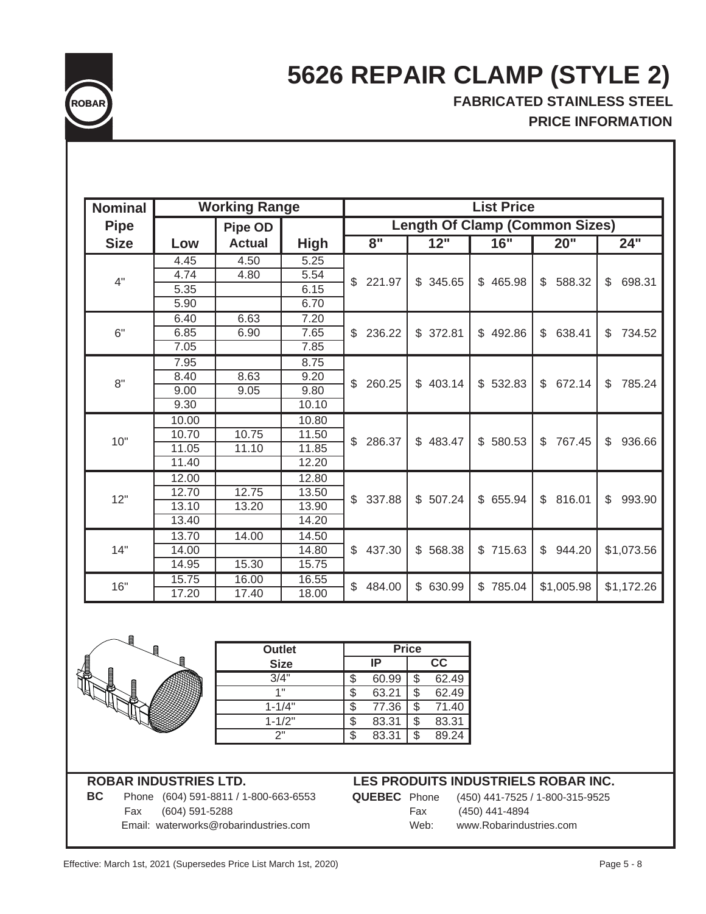# 5626 REPAIR CLAMP (STYLE 2)

## FABRICATED STAINLESS STEEL

## PRICE INFORMATION

| Nominal Pipe Size | Working Range | | | List Price | | | | |
|---|---|---|---|---|---|---|---|---|
| | | | | Length Of Clamp (Common Sizes) | | | | |
| | Low | Pipe OD Actual | High | 8" | 12" | 16" | 20" | 24" |
| 4" | 4.45 | 4.50 | 5.25 | $ 221.97 | $ 345.65 | $ 465.98 | $ 588.32 | $ 698.31 |
| | 4.74 | 4.80 | 5.54 | | | | | |
| | 5.35 | | 6.15 | | | | | |
| | 5.90 | | 6.70 | | | | | |
| 6" | 6.40 | 6.63 | 7.20 | $ 236.22 | $ 372.81 | $ 492.86 | $ 638.41 | $ 734.52 |
| | 6.85 | 6.90 | 7.65 | | | | | |
| | 7.05 | | 7.85 | | | | | |
| 8" | 7.95 | | 8.75 | $ 260.25 | $ 403.14 | $ 532.83 | $ 672.14 | $ 785.24 |
| | 8.40 | 8.63 | 9.20 | | | | | |
| | 9.00 | 9.05 | 9.80 | | | | | |
| | 9.30 | | 10.10 | | | | | |
| 10" | 10.00 | | 10.80 | $ 286.37 | $ 483.47 | $ 580.53 | $ 767.45 | $ 936.66 |
| | 10.70 | 10.75 | 11.50 | | | | | |
| | 11.05 | 11.10 | 11.85 | | | | | |
| | 11.40 | | 12.20 | | | | | |
| 12" | 12.00 | | 12.80 | $ 337.88 | $ 507.24 | $ 655.94 | $ 816.01 | $ 993.90 |
| | 12.70 | 12.75 | 13.50 | | | | | |
| | 13.10 | 13.20 | 13.90 | | | | | |
| | 13.40 | | 14.20 | | | | | |
| 14" | 13.70 | 14.00 | 14.50 | $ 437.30 | $ 568.38 | $ 715.63 | $ 944.20 | $1,073.56 |
| | 14.00 | | 14.80 | | | | | |
| | 14.95 | 15.30 | 15.75 | | | | | |
| 16" | 15.75 | 16.00 | 16.55 | $ 484.00 | $ 630.99 | $ 785.04 | $1,005.98 | $1,172.26 |
| | 17.20 | 17.40 | 18.00 | | | | | |

| Outlet Size | Price | |
|---|---|---|
| | IP | CC |
| 3/4" | $ 60.99 | $ 62.49 |
| 1" | $ 63.21 | $ 62.49 |
| 1-1/4" | $ 77.36 | $ 71.40 |
| 1-1/2" | $ 83.31 | $ 83.31 |
| 2" | $ 83.31 | $ 89.24 |

**ROBAR INDUSTRIES LTD.**

**BC** Phone (604) 591-8811 / 1-800-663-6553
Fax (604) 591-5288
Email: waterworks@robarindustries.com

**LES PRODUITS INDUSTRIELS ROBAR INC.**

**QUEBEC** Phone (450) 441-7525 / 1-800-315-9525
Fax (450) 441-4894
Web: www.Robarindustries.com

Effective: March 1st, 2021 (Supersedes Price List March 1st, 2020)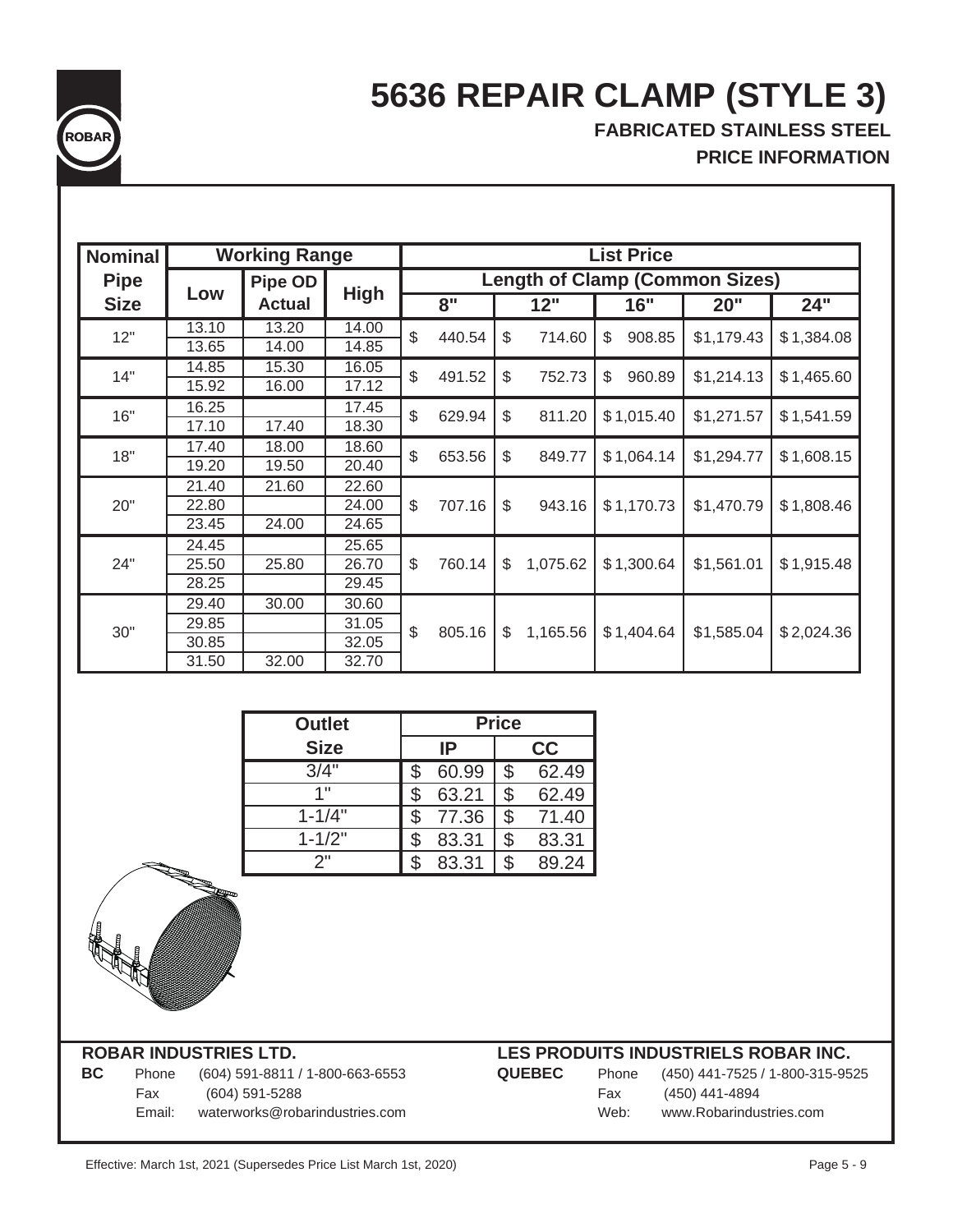# 5636 REPAIR CLAMP (STYLE 3)

### FABRICATED STAINLESS STEEL

### PRICE INFORMATION

| Nominal Pipe Size | Working Range | | | List Price | | | | |
|---|---|---|---|---|---|---|---|---|
| | | | | Length of Clamp (Common Sizes) | | | | |
| | Low | Pipe OD Actual | High | 8" | 12" | 16" | 20" | 24" |
| 12" | 13.10 | 13.20 | 14.00 | $ 440.54 | $ 714.60 | $ 908.85 | $1,179.43 | $1,384.08 |
| | 13.65 | 14.00 | 14.85 | | | | | |
| 14" | 14.85 | 15.30 | 16.05 | $ 491.52 | $ 752.73 | $ 960.89 | $1,214.13 | $1,465.60 |
| | 15.92 | 16.00 | 17.12 | | | | | |
| 16" | 16.25 | | 17.45 | $ 629.94 | $ 811.20 | $1,015.40 | $1,271.57 | $1,541.59 |
| | 17.10 | 17.40 | 18.30 | | | | | |
| 18" | 17.40 | 18.00 | 18.60 | $ 653.56 | $ 849.77 | $1,064.14 | $1,294.77 | $1,608.15 |
| | 19.20 | 19.50 | 20.40 | | | | | |
| 20" | 21.40 | 21.60 | 22.60 | $ 707.16 | $ 943.16 | $1,170.73 | $1,470.79 | $1,808.46 |
| | 22.80 | | 24.00 | | | | | |
| | 23.45 | 24.00 | 24.65 | | | | | |
| 24" | 24.45 | | 25.65 | $ 760.14 | $ 1,075.62 | $1,300.64 | $1,561.01 | $1,915.48 |
| | 25.50 | 25.80 | 26.70 | | | | | |
| | 28.25 | | 29.45 | | | | | |
| 30" | 29.40 | 30.00 | 30.60 | $ 805.16 | $ 1,165.56 | $1,404.64 | $1,585.04 | $2,024.36 |
| | 29.85 | | 31.05 | | | | | |
| | 30.85 | | 32.05 | | | | | |
| | 31.50 | 32.00 | 32.70 | | | | | |

| Outlet Size | Price | |
|---|---|---|
| | IP | CC |
| 3/4" | $ 60.99 | $ 62.49 |
| 1" | $ 63.21 | $ 62.49 |
| 1-1/4" | $ 77.36 | $ 71.40 |
| 1-1/2" | $ 83.31 | $ 83.31 |
| 2" | $ 83.31 | $ 89.24 |

**ROBAR INDUSTRIES LTD.**

**BC** Phone (604) 591-8811 / 1-800-663-6553
Fax (604) 591-5288
Email: waterworks@robarindustries.com

**LES PRODUITS INDUSTRIELS ROBAR INC.**

**QUEBEC** Phone (450) 441-7525 / 1-800-315-9525
Fax (450) 441-4894
Web: www.Robarindustries.com

Effective: March 1st, 2021 (Supersedes Price List March 1st, 2020)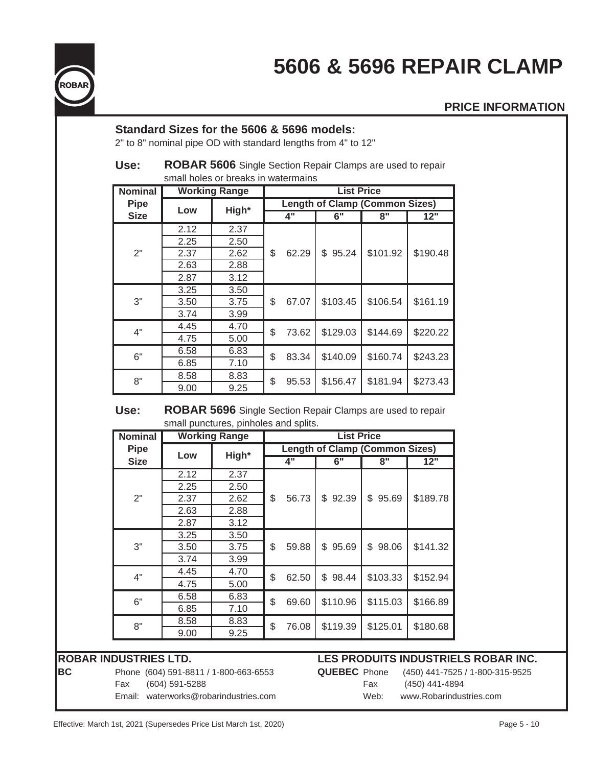ROBAR

# 5606 & 5696 REPAIR CLAMP

## PRICE INFORMATION

### Standard Sizes for the 5606 & 5696 models:

2" to 8" nominal pipe OD with standard lengths from 4" to 12"

**Use:** **ROBAR 5606** Single Section Repair Clamps are used to repair small holes or breaks in watermains

| Nominal Pipe Size | Working Range | | List Price | | | |
|---|---|---|---|---|---|---|
| | | | Length of Clamp (Common Sizes) | | | |
| | Low | High* | 4" | 6" | 8" | 12" |
| 2" | 2.12 | 2.37 | $ 62.29 | $ 95.24 | $101.92 | $190.48 |
| | 2.25 | 2.50 | | | | |
| | 2.37 | 2.62 | | | | |
| | 2.63 | 2.88 | | | | |
| | 2.87 | 3.12 | | | | |
| 3" | 3.25 | 3.50 | $ 67.07 | $103.45 | $106.54 | $161.19 |
| | 3.50 | 3.75 | | | | |
| | 3.74 | 3.99 | | | | |
| 4" | 4.45 | 4.70 | $ 73.62 | $129.03 | $144.69 | $220.22 |
| | 4.75 | 5.00 | | | | |
| 6" | 6.58 | 6.83 | $ 83.34 | $140.09 | $160.74 | $243.23 |
| | 6.85 | 7.10 | | | | |
| 8" | 8.58 | 8.83 | $ 95.53 | $156.47 | $181.94 | $273.43 |
| | 9.00 | 9.25 | | | | |

**Use:** **ROBAR 5696** Single Section Repair Clamps are used to repair small punctures, pinholes and splits.

| Nominal Pipe Size | Working Range | | List Price | | | |
|---|---|---|---|---|---|---|
| | | | Length of Clamp (Common Sizes) | | | |
| | Low | High* | 4" | 6" | 8" | 12" |
| 2" | 2.12 | 2.37 | $ 56.73 | $ 92.39 | $ 95.69 | $189.78 |
| | 2.25 | 2.50 | | | | |
| | 2.37 | 2.62 | | | | |
| | 2.63 | 2.88 | | | | |
| | 2.87 | 3.12 | | | | |
| 3" | 3.25 | 3.50 | $ 59.88 | $ 95.69 | $ 98.06 | $141.32 |
| | 3.50 | 3.75 | | | | |
| | 3.74 | 3.99 | | | | |
| 4" | 4.45 | 4.70 | $ 62.50 | $ 98.44 | $103.33 | $152.94 |
| | 4.75 | 5.00 | | | | |
| 6" | 6.58 | 6.83 | $ 69.60 | $110.96 | $115.03 | $166.89 |
| | 6.85 | 7.10 | | | | |
| 8" | 8.58 | 8.83 | $ 76.08 | $119.39 | $125.01 | $180.68 |
| | 9.00 | 9.25 | | | | |

**ROBAR INDUSTRIES LTD.**

**BC**
Phone (604) 591-8811 / 1-800-663-6553
Fax (604) 591-5288
Email: waterworks@robarindustries.com

**LES PRODUITS INDUSTRIELS ROBAR INC.**

**QUEBEC**
Phone (450) 441-7525 / 1-800-315-9525
Fax (450) 441-4894
Web: www.Robarindustries.com

Effective: March 1st, 2021 (Supersedes Price List March 1st, 2020)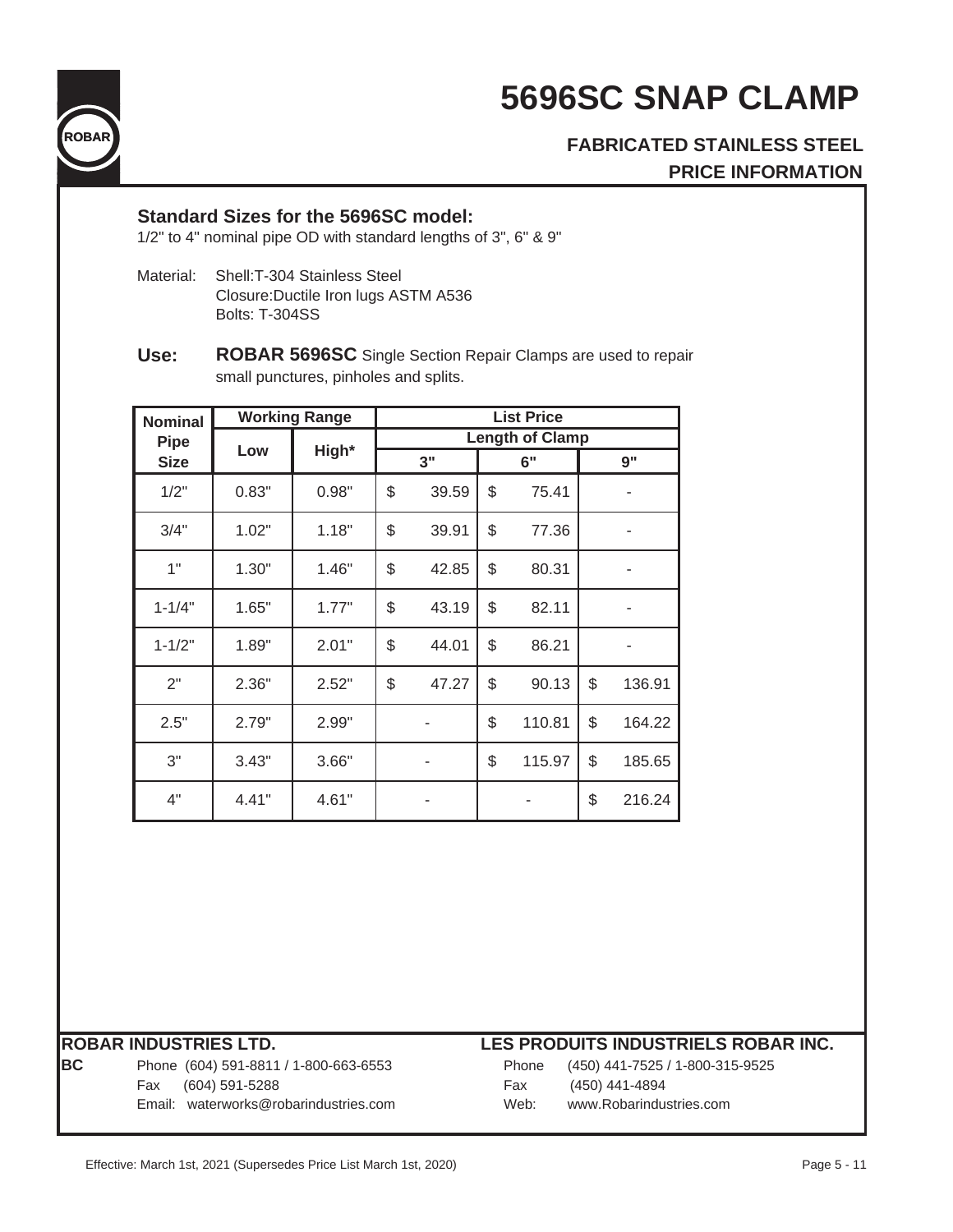ROBAR

# 5696SC SNAP CLAMP

## FABRICATED STAINLESS STEEL

## PRICE INFORMATION

### Standard Sizes for the 5696SC model:

1/2" to 4" nominal pipe OD with standard lengths of 3", 6" & 9"

Material: Shell:T-304 Stainless Steel
Closure:Ductile Iron lugs ASTM A536
Bolts: T-304SS

**Use:** **ROBAR 5696SC** Single Section Repair Clamps are used to repair small punctures, pinholes and splits.

| Nominal Pipe Size | Working Range | | List Price | | |
|---|---|---|---|---|---|
| | | | Length of Clamp | | |
| | Low | High* | 3" | 6" | 9" |
| 1/2" | 0.83" | 0.98" | $ 39.59 | $ 75.41 | - |
| 3/4" | 1.02" | 1.18" | $ 39.91 | $ 77.36 | - |
| 1" | 1.30" | 1.46" | $ 42.85 | $ 80.31 | - |
| 1-1/4" | 1.65" | 1.77" | $ 43.19 | $ 82.11 | - |
| 1-1/2" | 1.89" | 2.01" | $ 44.01 | $ 86.21 | - |
| 2" | 2.36" | 2.52" | $ 47.27 | $ 90.13 | $ 136.91 |
| 2.5" | 2.79" | 2.99" | - | $ 110.81 | $ 164.22 |
| 3" | 3.43" | 3.66" | - | $ 115.97 | $ 185.65 |
| 4" | 4.41" | 4.61" | - | - | $ 216.24 |

**ROBAR INDUSTRIES LTD.**

**BC**
Phone (604) 591-8811 / 1-800-663-6553
Fax (604) 591-5288
Email: waterworks@robarindustries.com

**LES PRODUITS INDUSTRIELS ROBAR INC.**

Phone (450) 441-7525 / 1-800-315-9525
Fax (450) 441-4894
Web: www.Robarindustries.com

Effective: March 1st, 2021 (Supersedes Price List March 1st, 2020)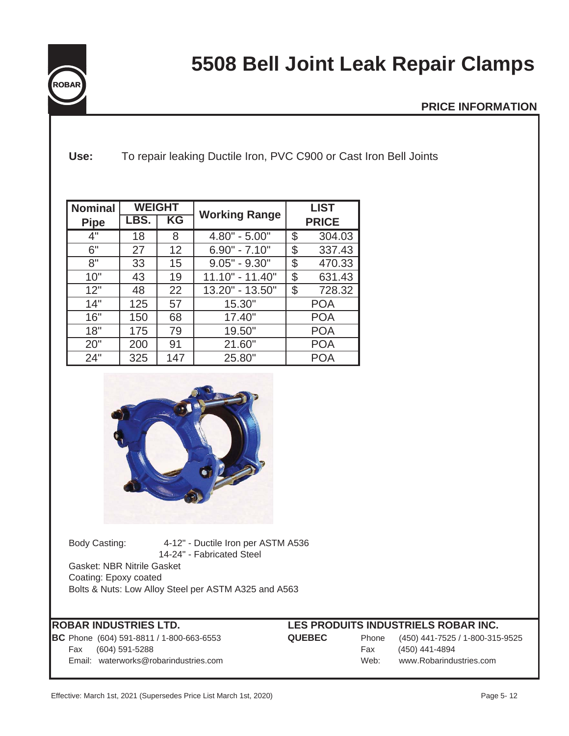# 5508 Bell Joint Leak Repair Clamps

ROBAR

**PRICE INFORMATION**

**Use:** To repair leaking Ductile Iron, PVC C900 or Cast Iron Bell Joints

| Nominal Pipe | WEIGHT | | Working Range | LIST PRICE |
|---|---|---|---|---|
| | LBS. | KG | | |
| 4" | 18 | 8 | 4.80" - 5.00" | $ 304.03 |
| 6" | 27 | 12 | 6.90" - 7.10" | $ 337.43 |
| 8" | 33 | 15 | 9.05" - 9.30" | $ 470.33 |
| 10" | 43 | 19 | 11.10" - 11.40" | $ 631.43 |
| 12" | 48 | 22 | 13.20" - 13.50" | $ 728.32 |
| 14" | 125 | 57 | 15.30" | POA |
| 16" | 150 | 68 | 17.40" | POA |
| 18" | 175 | 79 | 19.50" | POA |
| 20" | 200 | 91 | 21.60" | POA |
| 24" | 325 | 147 | 25.80" | POA |

Body Casting: 4-12" - Ductile Iron per ASTM A536
14-24" - Fabricated Steel

Gasket: NBR Nitrile Gasket

Coating: Epoxy coated

Bolts & Nuts: Low Alloy Steel per ASTM A325 and A563

**ROBAR INDUSTRIES LTD.**

**BC** Phone (604) 591-8811 / 1-800-663-6553
Fax (604) 591-5288
Email: waterworks@robarindustries.com

**LES PRODUITS INDUSTRIELS ROBAR INC.**

**QUEBEC** Phone (450) 441-7525 / 1-800-315-9525
Fax (450) 441-4894
Web: www.Robarindustries.com

Effective: March 1st, 2021 (Supersedes Price List March 1st, 2020)